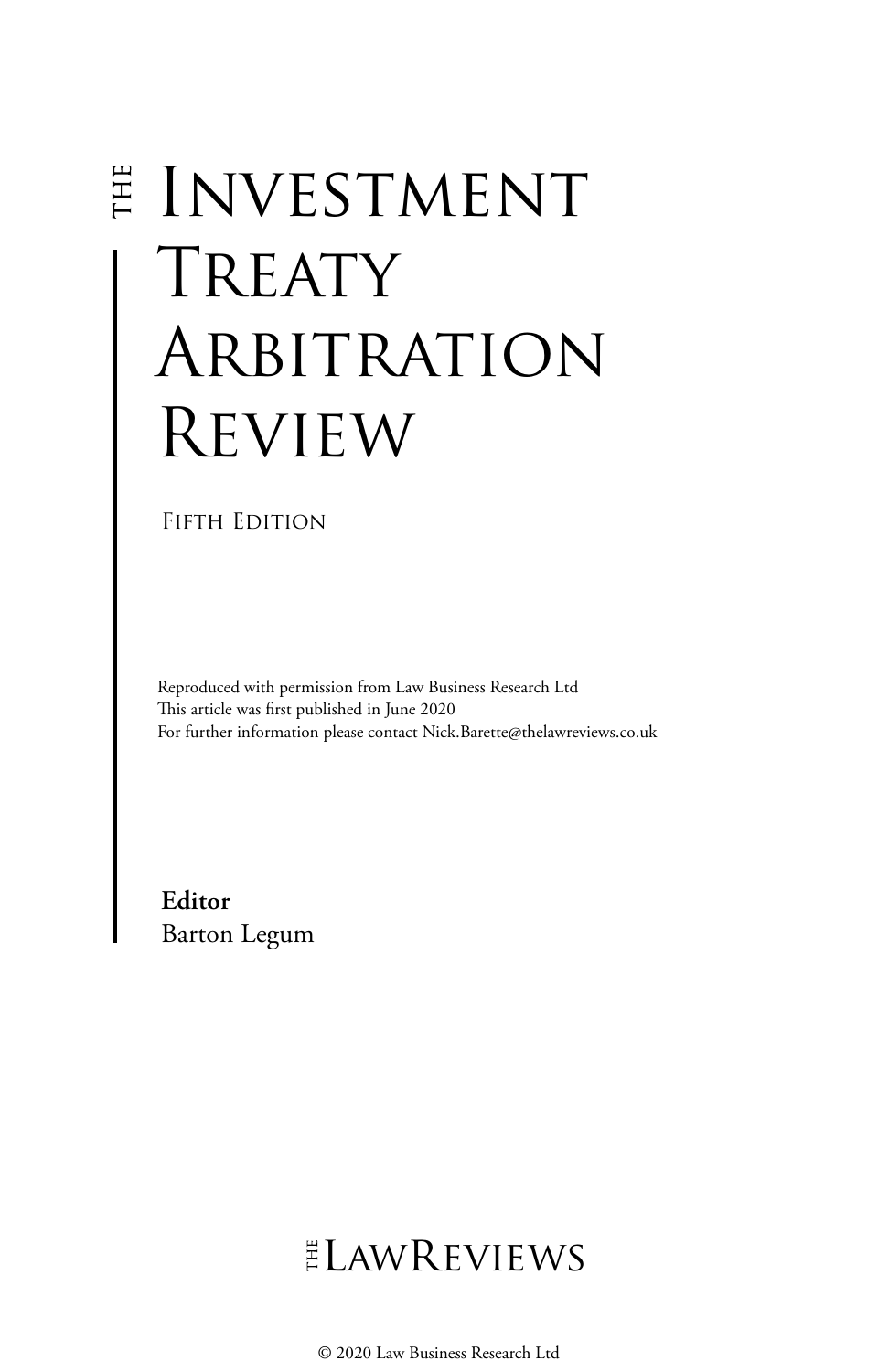# The Investment Treaty Arbitration Review

Fifth Edition

Reproduced with permission from Law Business Research Ltd
This article was first published in June 2020
For further information please contact Nick.Barette@thelawreviews.co.uk

**Editor**
Barton Legum

The LawReviews

© 2020 Law Business Research Ltd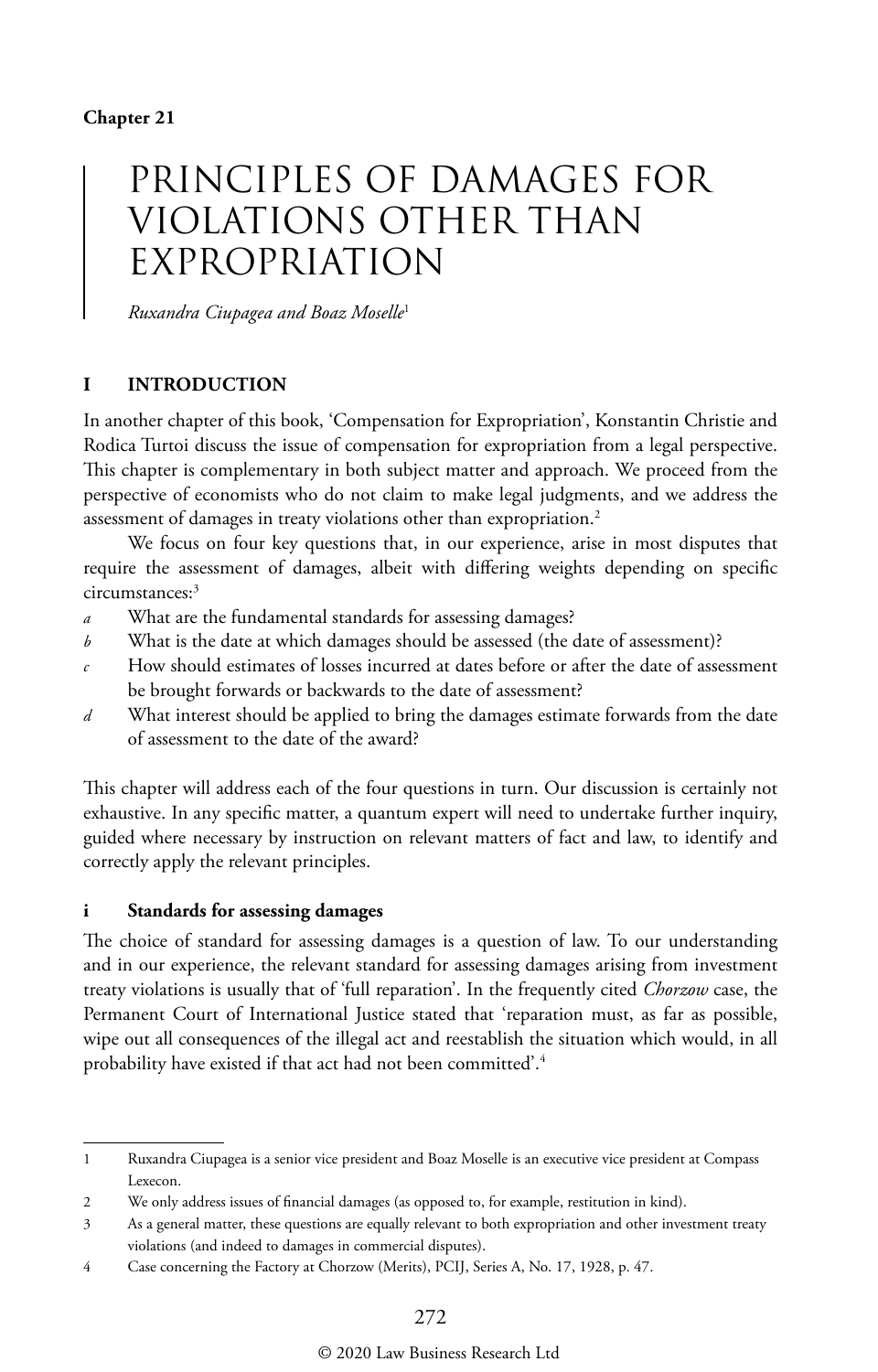**Chapter 21**

# PRINCIPLES OF DAMAGES FOR VIOLATIONS OTHER THAN EXPROPRIATION

*Ruxandra Ciupagea and Boaz Moselle*[1]

## I INTRODUCTION

In another chapter of this book, 'Compensation for Expropriation', Konstantin Christie and Rodica Turtoi discuss the issue of compensation for expropriation from a legal perspective. This chapter is complementary in both subject matter and approach. We proceed from the perspective of economists who do not claim to make legal judgments, and we address the assessment of damages in treaty violations other than expropriation.[2]

We focus on four key questions that, in our experience, arise in most disputes that require the assessment of damages, albeit with differing weights depending on specific circumstances:[3]

*a* What are the fundamental standards for assessing damages?

*b* What is the date at which damages should be assessed (the date of assessment)?

*c* How should estimates of losses incurred at dates before or after the date of assessment be brought forwards or backwards to the date of assessment?

*d* What interest should be applied to bring the damages estimate forwards from the date of assessment to the date of the award?

This chapter will address each of the four questions in turn. Our discussion is certainly not exhaustive. In any specific matter, a quantum expert will need to undertake further inquiry, guided where necessary by instruction on relevant matters of fact and law, to identify and correctly apply the relevant principles.

### i Standards for assessing damages

The choice of standard for assessing damages is a question of law. To our understanding and in our experience, the relevant standard for assessing damages arising from investment treaty violations is usually that of 'full reparation'. In the frequently cited *Chorzow* case, the Permanent Court of International Justice stated that 'reparation must, as far as possible, wipe out all consequences of the illegal act and reestablish the situation which would, in all probability have existed if that act had not been committed'.[4]

---

1 Ruxandra Ciupagea is a senior vice president and Boaz Moselle is an executive vice president at Compass Lexecon.

2 We only address issues of financial damages (as opposed to, for example, restitution in kind).

3 As a general matter, these questions are equally relevant to both expropriation and other investment treaty violations (and indeed to damages in commercial disputes).

4 Case concerning the Factory at Chorzow (Merits), PCIJ, Series A, No. 17, 1928, p. 47.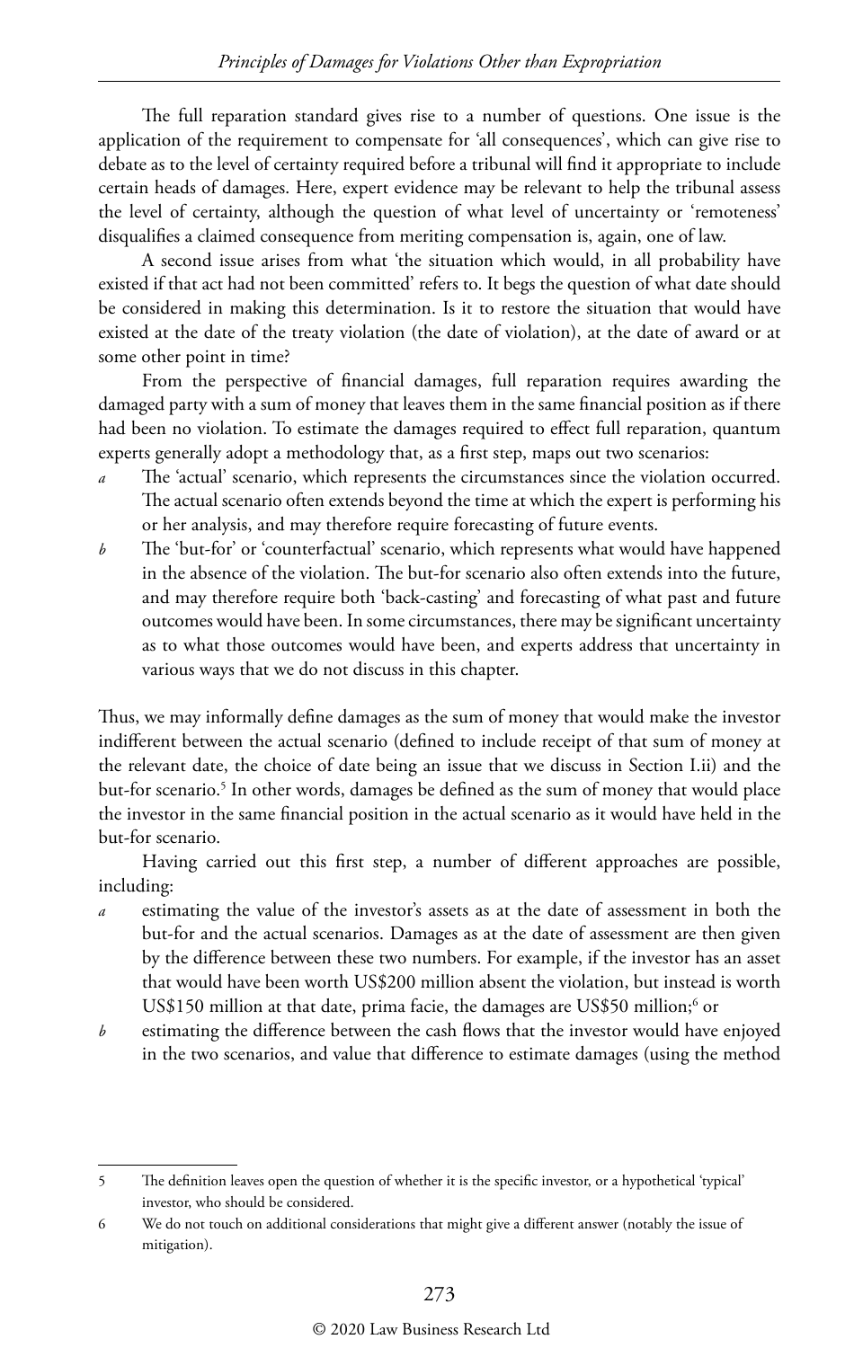The full reparation standard gives rise to a number of questions. One issue is the application of the requirement to compensate for 'all consequences', which can give rise to debate as to the level of certainty required before a tribunal will find it appropriate to include certain heads of damages. Here, expert evidence may be relevant to help the tribunal assess the level of certainty, although the question of what level of uncertainty or 'remoteness' disqualifies a claimed consequence from meriting compensation is, again, one of law.

A second issue arises from what 'the situation which would, in all probability have existed if that act had not been committed' refers to. It begs the question of what date should be considered in making this determination. Is it to restore the situation that would have existed at the date of the treaty violation (the date of violation), at the date of award or at some other point in time?

From the perspective of financial damages, full reparation requires awarding the damaged party with a sum of money that leaves them in the same financial position as if there had been no violation. To estimate the damages required to effect full reparation, quantum experts generally adopt a methodology that, as a first step, maps out two scenarios:

*a* The 'actual' scenario, which represents the circumstances since the violation occurred. The actual scenario often extends beyond the time at which the expert is performing his or her analysis, and may therefore require forecasting of future events.

*b* The 'but-for' or 'counterfactual' scenario, which represents what would have happened in the absence of the violation. The but-for scenario also often extends into the future, and may therefore require both 'back-casting' and forecasting of what past and future outcomes would have been. In some circumstances, there may be significant uncertainty as to what those outcomes would have been, and experts address that uncertainty in various ways that we do not discuss in this chapter.

Thus, we may informally define damages as the sum of money that would make the investor indifferent between the actual scenario (defined to include receipt of that sum of money at the relevant date, the choice of date being an issue that we discuss in Section I.ii) and the but-for scenario.[5] In other words, damages be defined as the sum of money that would place the investor in the same financial position in the actual scenario as it would have held in the but-for scenario.

Having carried out this first step, a number of different approaches are possible, including:

*a* estimating the value of the investor's assets as at the date of assessment in both the but-for and the actual scenarios. Damages as at the date of assessment are then given by the difference between these two numbers. For example, if the investor has an asset that would have been worth US$200 million absent the violation, but instead is worth US$150 million at that date, prima facie, the damages are US$50 million;[6] or

*b* estimating the difference between the cash flows that the investor would have enjoyed in the two scenarios, and value that difference to estimate damages (using the method

---

5 The definition leaves open the question of whether it is the specific investor, or a hypothetical 'typical' investor, who should be considered.

6 We do not touch on additional considerations that might give a different answer (notably the issue of mitigation).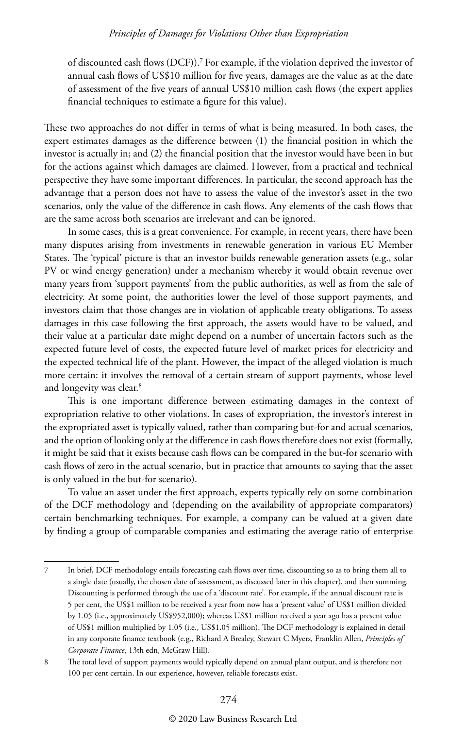of discounted cash flows (DCF)).[7] For example, if the violation deprived the investor of annual cash flows of US$10 million for five years, damages are the value as at the date of assessment of the five years of annual US$10 million cash flows (the expert applies financial techniques to estimate a figure for this value).

These two approaches do not differ in terms of what is being measured. In both cases, the expert estimates damages as the difference between (1) the financial position in which the investor is actually in; and (2) the financial position that the investor would have been in but for the actions against which damages are claimed. However, from a practical and technical perspective they have some important differences. In particular, the second approach has the advantage that a person does not have to assess the value of the investor's asset in the two scenarios, only the value of the difference in cash flows. Any elements of the cash flows that are the same across both scenarios are irrelevant and can be ignored.

In some cases, this is a great convenience. For example, in recent years, there have been many disputes arising from investments in renewable generation in various EU Member States. The 'typical' picture is that an investor builds renewable generation assets (e.g., solar PV or wind energy generation) under a mechanism whereby it would obtain revenue over many years from 'support payments' from the public authorities, as well as from the sale of electricity. At some point, the authorities lower the level of those support payments, and investors claim that those changes are in violation of applicable treaty obligations. To assess damages in this case following the first approach, the assets would have to be valued, and their value at a particular date might depend on a number of uncertain factors such as the expected future level of costs, the expected future level of market prices for electricity and the expected technical life of the plant. However, the impact of the alleged violation is much more certain: it involves the removal of a certain stream of support payments, whose level and longevity was clear.[8]

This is one important difference between estimating damages in the context of expropriation relative to other violations. In cases of expropriation, the investor's interest in the expropriated asset is typically valued, rather than comparing but-for and actual scenarios, and the option of looking only at the difference in cash flows therefore does not exist (formally, it might be said that it exists because cash flows can be compared in the but-for scenario with cash flows of zero in the actual scenario, but in practice that amounts to saying that the asset is only valued in the but-for scenario).

To value an asset under the first approach, experts typically rely on some combination of the DCF methodology and (depending on the availability of appropriate comparators) certain benchmarking techniques. For example, a company can be valued at a given date by finding a group of comparable companies and estimating the average ratio of enterprise

---

7 In brief, DCF methodology entails forecasting cash flows over time, discounting so as to bring them all to a single date (usually, the chosen date of assessment, as discussed later in this chapter), and then summing. Discounting is performed through the use of a 'discount rate'. For example, if the annual discount rate is 5 per cent, the US$1 million to be received a year from now has a 'present value' of US$1 million divided by 1.05 (i.e., approximately US$952,000); whereas US$1 million received a year ago has a present value of US$1 million multiplied by 1.05 (i.e., US$1.05 million). The DCF methodology is explained in detail in any corporate finance textbook (e.g., Richard A Brealey, Stewart C Myers, Franklin Allen, *Principles of Corporate Finance*, 13th edn, McGraw Hill).

8 The total level of support payments would typically depend on annual plant output, and is therefore not 100 per cent certain. In our experience, however, reliable forecasts exist.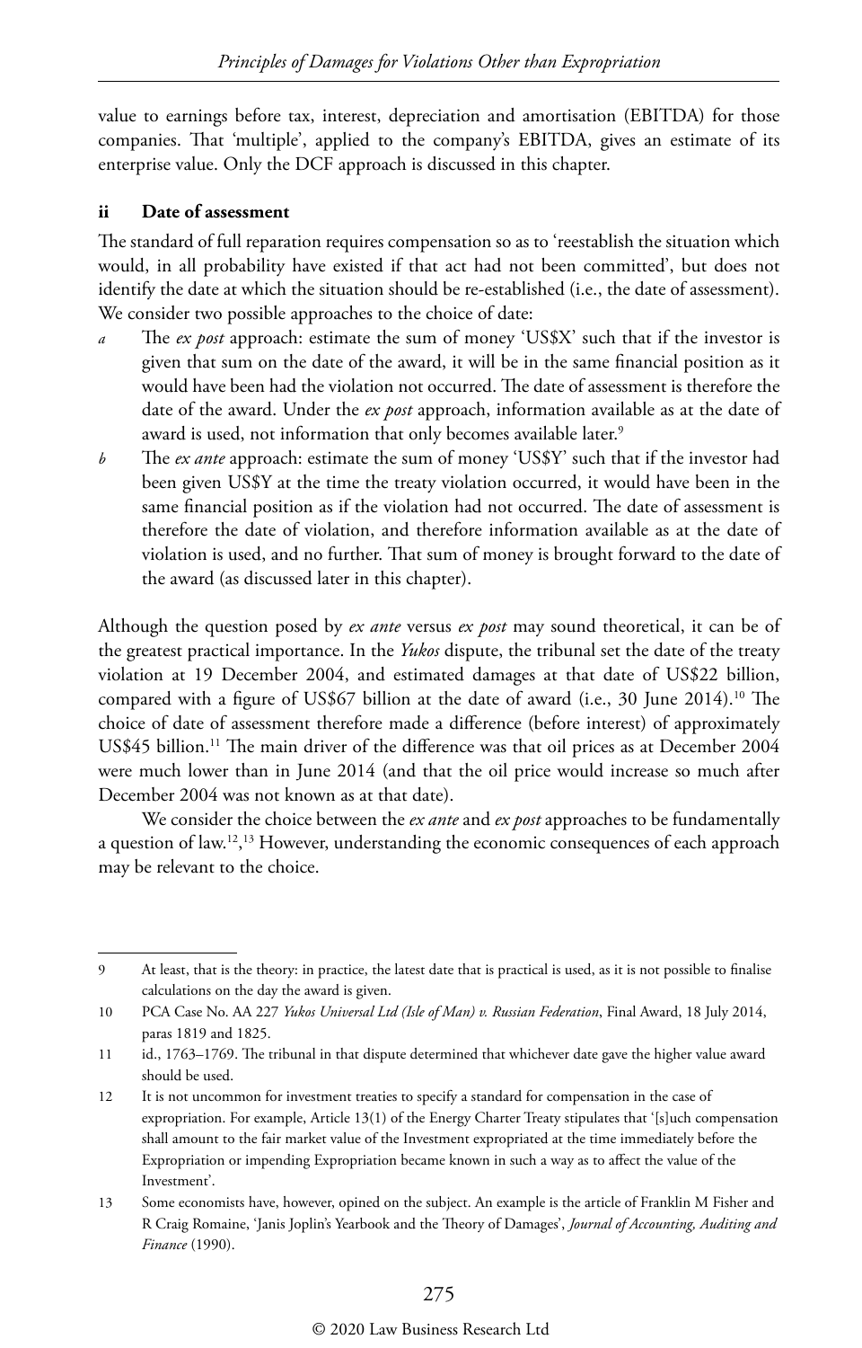value to earnings before tax, interest, depreciation and amortisation (EBITDA) for those companies. That 'multiple', applied to the company's EBITDA, gives an estimate of its enterprise value. Only the DCF approach is discussed in this chapter.

#### ii Date of assessment

The standard of full reparation requires compensation so as to 'reestablish the situation which would, in all probability have existed if that act had not been committed', but does not identify the date at which the situation should be re-established (i.e., the date of assessment). We consider two possible approaches to the choice of date:

*a* The *ex post* approach: estimate the sum of money 'US$X' such that if the investor is given that sum on the date of the award, it will be in the same financial position as it would have been had the violation not occurred. The date of assessment is therefore the date of the award. Under the *ex post* approach, information available as at the date of award is used, not information that only becomes available later.[9]

*b* The *ex ante* approach: estimate the sum of money 'US$Y' such that if the investor had been given US$Y at the time the treaty violation occurred, it would have been in the same financial position as if the violation had not occurred. The date of assessment is therefore the date of violation, and therefore information available as at the date of violation is used, and no further. That sum of money is brought forward to the date of the award (as discussed later in this chapter).

Although the question posed by *ex ante* versus *ex post* may sound theoretical, it can be of the greatest practical importance. In the *Yukos* dispute, the tribunal set the date of the treaty violation at 19 December 2004, and estimated damages at that date of US$22 billion, compared with a figure of US$67 billion at the date of award (i.e., 30 June 2014).[10] The choice of date of assessment therefore made a difference (before interest) of approximately US$45 billion.[11] The main driver of the difference was that oil prices as at December 2004 were much lower than in June 2014 (and that the oil price would increase so much after December 2004 was not known as at that date).

We consider the choice between the *ex ante* and *ex post* approaches to be fundamentally a question of law.[12],[13] However, understanding the economic consequences of each approach may be relevant to the choice.

---

9 At least, that is the theory: in practice, the latest date that is practical is used, as it is not possible to finalise calculations on the day the award is given.

10 PCA Case No. AA 227 *Yukos Universal Ltd (Isle of Man) v. Russian Federation*, Final Award, 18 July 2014, paras 1819 and 1825.

11 id., 1763–1769. The tribunal in that dispute determined that whichever date gave the higher value award should be used.

12 It is not uncommon for investment treaties to specify a standard for compensation in the case of expropriation. For example, Article 13(1) of the Energy Charter Treaty stipulates that '[s]uch compensation shall amount to the fair market value of the Investment expropriated at the time immediately before the Expropriation or impending Expropriation became known in such a way as to affect the value of the Investment'.

13 Some economists have, however, opined on the subject. An example is the article of Franklin M Fisher and R Craig Romaine, 'Janis Joplin's Yearbook and the Theory of Damages', *Journal of Accounting, Auditing and Finance* (1990).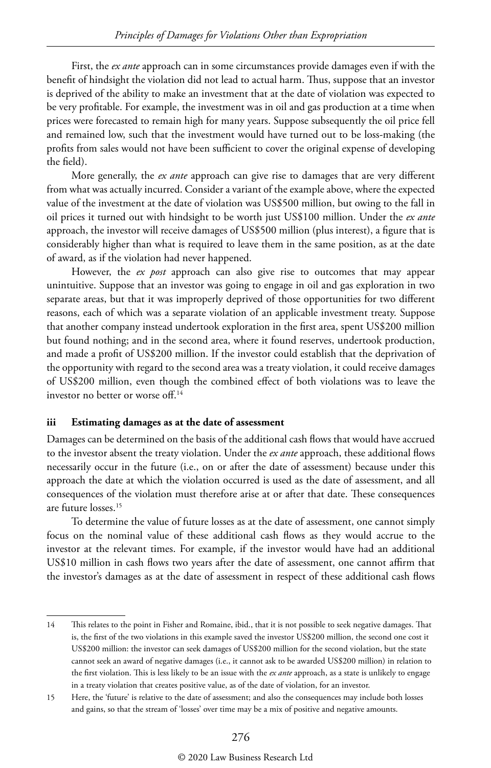First, the *ex ante* approach can in some circumstances provide damages even if with the benefit of hindsight the violation did not lead to actual harm. Thus, suppose that an investor is deprived of the ability to make an investment that at the date of violation was expected to be very profitable. For example, the investment was in oil and gas production at a time when prices were forecasted to remain high for many years. Suppose subsequently the oil price fell and remained low, such that the investment would have turned out to be loss-making (the profits from sales would not have been sufficient to cover the original expense of developing the field).

More generally, the *ex ante* approach can give rise to damages that are very different from what was actually incurred. Consider a variant of the example above, where the expected value of the investment at the date of violation was US$500 million, but owing to the fall in oil prices it turned out with hindsight to be worth just US$100 million. Under the *ex ante* approach, the investor will receive damages of US$500 million (plus interest), a figure that is considerably higher than what is required to leave them in the same position, as at the date of award, as if the violation had never happened.

However, the *ex post* approach can also give rise to outcomes that may appear unintuitive. Suppose that an investor was going to engage in oil and gas exploration in two separate areas, but that it was improperly deprived of those opportunities for two different reasons, each of which was a separate violation of an applicable investment treaty. Suppose that another company instead undertook exploration in the first area, spent US$200 million but found nothing; and in the second area, where it found reserves, undertook production, and made a profit of US$200 million. If the investor could establish that the deprivation of the opportunity with regard to the second area was a treaty violation, it could receive damages of US$200 million, even though the combined effect of both violations was to leave the investor no better or worse off.[14]

### iii Estimating damages as at the date of assessment

Damages can be determined on the basis of the additional cash flows that would have accrued to the investor absent the treaty violation. Under the *ex ante* approach, these additional flows necessarily occur in the future (i.e., on or after the date of assessment) because under this approach the date at which the violation occurred is used as the date of assessment, and all consequences of the violation must therefore arise at or after that date. These consequences are future losses.[15]

To determine the value of future losses as at the date of assessment, one cannot simply focus on the nominal value of these additional cash flows as they would accrue to the investor at the relevant times. For example, if the investor would have had an additional US$10 million in cash flows two years after the date of assessment, one cannot affirm that the investor's damages as at the date of assessment in respect of these additional cash flows

---

14 This relates to the point in Fisher and Romaine, ibid., that it is not possible to seek negative damages. That is, the first of the two violations in this example saved the investor US$200 million, the second one cost it US$200 million: the investor can seek damages of US$200 million for the second violation, but the state cannot seek an award of negative damages (i.e., it cannot ask to be awarded US$200 million) in relation to the first violation. This is less likely to be an issue with the *ex ante* approach, as a state is unlikely to engage in a treaty violation that creates positive value, as of the date of violation, for an investor.

15 Here, the 'future' is relative to the date of assessment; and also the consequences may include both losses and gains, so that the stream of 'losses' over time may be a mix of positive and negative amounts.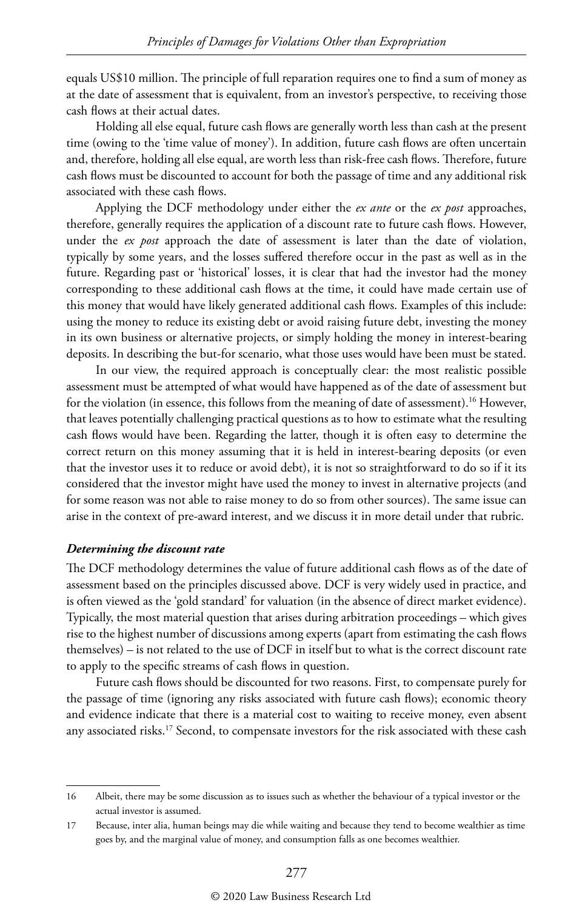equals US$10 million. The principle of full reparation requires one to find a sum of money as at the date of assessment that is equivalent, from an investor's perspective, to receiving those cash flows at their actual dates.

Holding all else equal, future cash flows are generally worth less than cash at the present time (owing to the 'time value of money'). In addition, future cash flows are often uncertain and, therefore, holding all else equal, are worth less than risk-free cash flows. Therefore, future cash flows must be discounted to account for both the passage of time and any additional risk associated with these cash flows.

Applying the DCF methodology under either the *ex ante* or the *ex post* approaches, therefore, generally requires the application of a discount rate to future cash flows. However, under the *ex post* approach the date of assessment is later than the date of violation, typically by some years, and the losses suffered therefore occur in the past as well as in the future. Regarding past or 'historical' losses, it is clear that had the investor had the money corresponding to these additional cash flows at the time, it could have made certain use of this money that would have likely generated additional cash flows. Examples of this include: using the money to reduce its existing debt or avoid raising future debt, investing the money in its own business or alternative projects, or simply holding the money in interest-bearing deposits. In describing the but-for scenario, what those uses would have been must be stated.

In our view, the required approach is conceptually clear: the most realistic possible assessment must be attempted of what would have happened as of the date of assessment but for the violation (in essence, this follows from the meaning of date of assessment).[16] However, that leaves potentially challenging practical questions as to how to estimate what the resulting cash flows would have been. Regarding the latter, though it is often easy to determine the correct return on this money assuming that it is held in interest-bearing deposits (or even that the investor uses it to reduce or avoid debt), it is not so straightforward to do so if it its considered that the investor might have used the money to invest in alternative projects (and for some reason was not able to raise money to do so from other sources). The same issue can arise in the context of pre-award interest, and we discuss it in more detail under that rubric.

### *Determining the discount rate*

The DCF methodology determines the value of future additional cash flows as of the date of assessment based on the principles discussed above. DCF is very widely used in practice, and is often viewed as the 'gold standard' for valuation (in the absence of direct market evidence). Typically, the most material question that arises during arbitration proceedings – which gives rise to the highest number of discussions among experts (apart from estimating the cash flows themselves) – is not related to the use of DCF in itself but to what is the correct discount rate to apply to the specific streams of cash flows in question.

Future cash flows should be discounted for two reasons. First, to compensate purely for the passage of time (ignoring any risks associated with future cash flows); economic theory and evidence indicate that there is a material cost to waiting to receive money, even absent any associated risks.[17] Second, to compensate investors for the risk associated with these cash

---

16 Albeit, there may be some discussion as to issues such as whether the behaviour of a typical investor or the actual investor is assumed.

17 Because, inter alia, human beings may die while waiting and because they tend to become wealthier as time goes by, and the marginal value of money, and consumption falls as one becomes wealthier.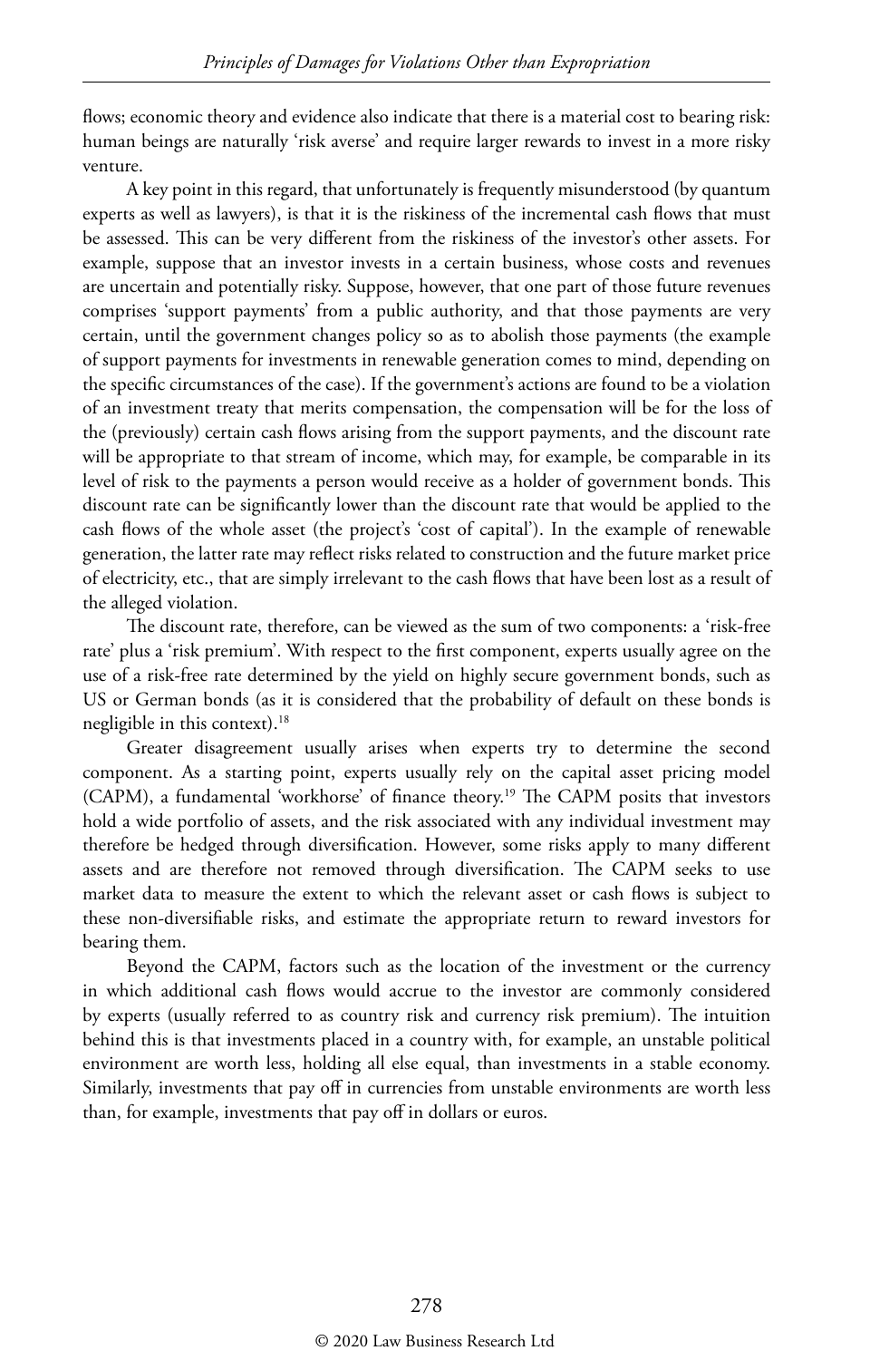flows; economic theory and evidence also indicate that there is a material cost to bearing risk: human beings are naturally 'risk averse' and require larger rewards to invest in a more risky venture.

A key point in this regard, that unfortunately is frequently misunderstood (by quantum experts as well as lawyers), is that it is the riskiness of the incremental cash flows that must be assessed. This can be very different from the riskiness of the investor's other assets. For example, suppose that an investor invests in a certain business, whose costs and revenues are uncertain and potentially risky. Suppose, however, that one part of those future revenues comprises 'support payments' from a public authority, and that those payments are very certain, until the government changes policy so as to abolish those payments (the example of support payments for investments in renewable generation comes to mind, depending on the specific circumstances of the case). If the government's actions are found to be a violation of an investment treaty that merits compensation, the compensation will be for the loss of the (previously) certain cash flows arising from the support payments, and the discount rate will be appropriate to that stream of income, which may, for example, be comparable in its level of risk to the payments a person would receive as a holder of government bonds. This discount rate can be significantly lower than the discount rate that would be applied to the cash flows of the whole asset (the project's 'cost of capital'). In the example of renewable generation, the latter rate may reflect risks related to construction and the future market price of electricity, etc., that are simply irrelevant to the cash flows that have been lost as a result of the alleged violation.

The discount rate, therefore, can be viewed as the sum of two components: a 'risk-free rate' plus a 'risk premium'. With respect to the first component, experts usually agree on the use of a risk-free rate determined by the yield on highly secure government bonds, such as US or German bonds (as it is considered that the probability of default on these bonds is negligible in this context).[18]

Greater disagreement usually arises when experts try to determine the second component. As a starting point, experts usually rely on the capital asset pricing model (CAPM), a fundamental 'workhorse' of finance theory.[19] The CAPM posits that investors hold a wide portfolio of assets, and the risk associated with any individual investment may therefore be hedged through diversification. However, some risks apply to many different assets and are therefore not removed through diversification. The CAPM seeks to use market data to measure the extent to which the relevant asset or cash flows is subject to these non-diversifiable risks, and estimate the appropriate return to reward investors for bearing them.

Beyond the CAPM, factors such as the location of the investment or the currency in which additional cash flows would accrue to the investor are commonly considered by experts (usually referred to as country risk and currency risk premium). The intuition behind this is that investments placed in a country with, for example, an unstable political environment are worth less, holding all else equal, than investments in a stable economy. Similarly, investments that pay off in currencies from unstable environments are worth less than, for example, investments that pay off in dollars or euros.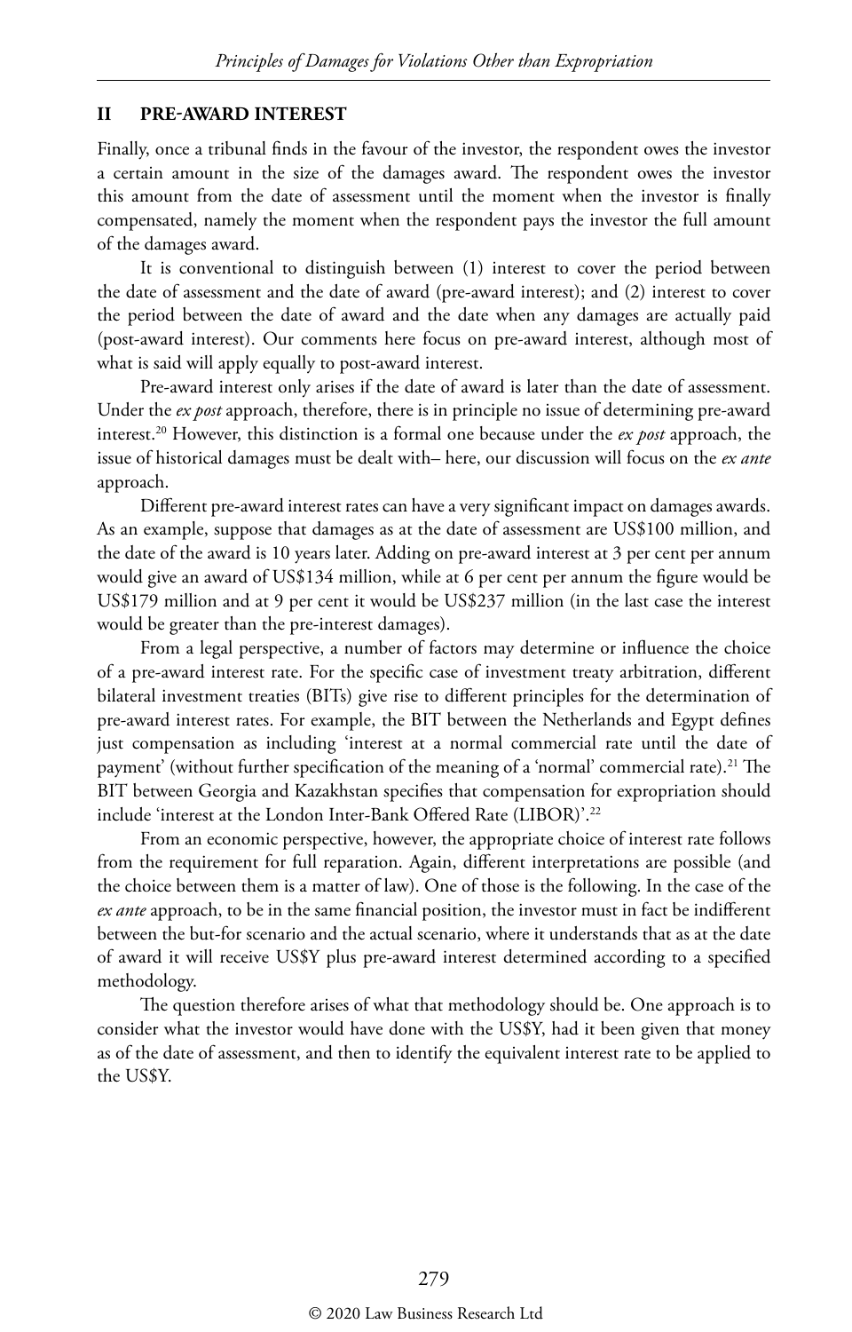## II PRE-AWARD INTEREST

Finally, once a tribunal finds in the favour of the investor, the respondent owes the investor a certain amount in the size of the damages award. The respondent owes the investor this amount from the date of assessment until the moment when the investor is finally compensated, namely the moment when the respondent pays the investor the full amount of the damages award.

It is conventional to distinguish between (1) interest to cover the period between the date of assessment and the date of award (pre-award interest); and (2) interest to cover the period between the date of award and the date when any damages are actually paid (post-award interest). Our comments here focus on pre-award interest, although most of what is said will apply equally to post-award interest.

Pre-award interest only arises if the date of award is later than the date of assessment. Under the *ex post* approach, therefore, there is in principle no issue of determining pre-award interest.[20] However, this distinction is a formal one because under the *ex post* approach, the issue of historical damages must be dealt with– here, our discussion will focus on the *ex ante* approach.

Different pre-award interest rates can have a very significant impact on damages awards. As an example, suppose that damages as at the date of assessment are US$100 million, and the date of the award is 10 years later. Adding on pre-award interest at 3 per cent per annum would give an award of US$134 million, while at 6 per cent per annum the figure would be US$179 million and at 9 per cent it would be US$237 million (in the last case the interest would be greater than the pre-interest damages).

From a legal perspective, a number of factors may determine or influence the choice of a pre-award interest rate. For the specific case of investment treaty arbitration, different bilateral investment treaties (BITs) give rise to different principles for the determination of pre-award interest rates. For example, the BIT between the Netherlands and Egypt defines just compensation as including 'interest at a normal commercial rate until the date of payment' (without further specification of the meaning of a 'normal' commercial rate).[21] The BIT between Georgia and Kazakhstan specifies that compensation for expropriation should include 'interest at the London Inter-Bank Offered Rate (LIBOR)'.[22]

From an economic perspective, however, the appropriate choice of interest rate follows from the requirement for full reparation. Again, different interpretations are possible (and the choice between them is a matter of law). One of those is the following. In the case of the *ex ante* approach, to be in the same financial position, the investor must in fact be indifferent between the but-for scenario and the actual scenario, where it understands that as at the date of award it will receive US$Y plus pre-award interest determined according to a specified methodology.

The question therefore arises of what that methodology should be. One approach is to consider what the investor would have done with the US$Y, had it been given that money as of the date of assessment, and then to identify the equivalent interest rate to be applied to the US$Y.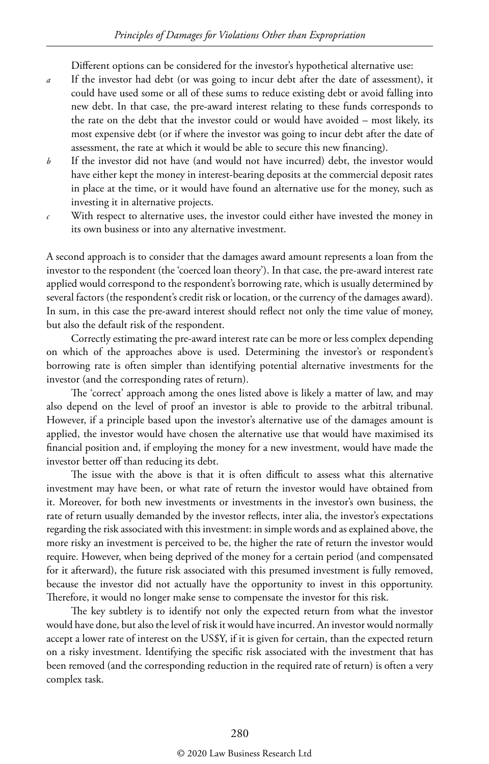Different options can be considered for the investor's hypothetical alternative use:

*a* If the investor had debt (or was going to incur debt after the date of assessment), it could have used some or all of these sums to reduce existing debt or avoid falling into new debt. In that case, the pre-award interest relating to these funds corresponds to the rate on the debt that the investor could or would have avoided – most likely, its most expensive debt (or if where the investor was going to incur debt after the date of assessment, the rate at which it would be able to secure this new financing).

*b* If the investor did not have (and would not have incurred) debt, the investor would have either kept the money in interest-bearing deposits at the commercial deposit rates in place at the time, or it would have found an alternative use for the money, such as investing it in alternative projects.

*c* With respect to alternative uses, the investor could either have invested the money in its own business or into any alternative investment.

A second approach is to consider that the damages award amount represents a loan from the investor to the respondent (the 'coerced loan theory'). In that case, the pre-award interest rate applied would correspond to the respondent's borrowing rate, which is usually determined by several factors (the respondent's credit risk or location, or the currency of the damages award). In sum, in this case the pre-award interest should reflect not only the time value of money, but also the default risk of the respondent.

Correctly estimating the pre-award interest rate can be more or less complex depending on which of the approaches above is used. Determining the investor's or respondent's borrowing rate is often simpler than identifying potential alternative investments for the investor (and the corresponding rates of return).

The 'correct' approach among the ones listed above is likely a matter of law, and may also depend on the level of proof an investor is able to provide to the arbitral tribunal. However, if a principle based upon the investor's alternative use of the damages amount is applied, the investor would have chosen the alternative use that would have maximised its financial position and, if employing the money for a new investment, would have made the investor better off than reducing its debt.

The issue with the above is that it is often difficult to assess what this alternative investment may have been, or what rate of return the investor would have obtained from it. Moreover, for both new investments or investments in the investor's own business, the rate of return usually demanded by the investor reflects, inter alia, the investor's expectations regarding the risk associated with this investment: in simple words and as explained above, the more risky an investment is perceived to be, the higher the rate of return the investor would require. However, when being deprived of the money for a certain period (and compensated for it afterward), the future risk associated with this presumed investment is fully removed, because the investor did not actually have the opportunity to invest in this opportunity. Therefore, it would no longer make sense to compensate the investor for this risk.

The key subtlety is to identify not only the expected return from what the investor would have done, but also the level of risk it would have incurred. An investor would normally accept a lower rate of interest on the US$Y, if it is given for certain, than the expected return on a risky investment. Identifying the specific risk associated with the investment that has been removed (and the corresponding reduction in the required rate of return) is often a very complex task.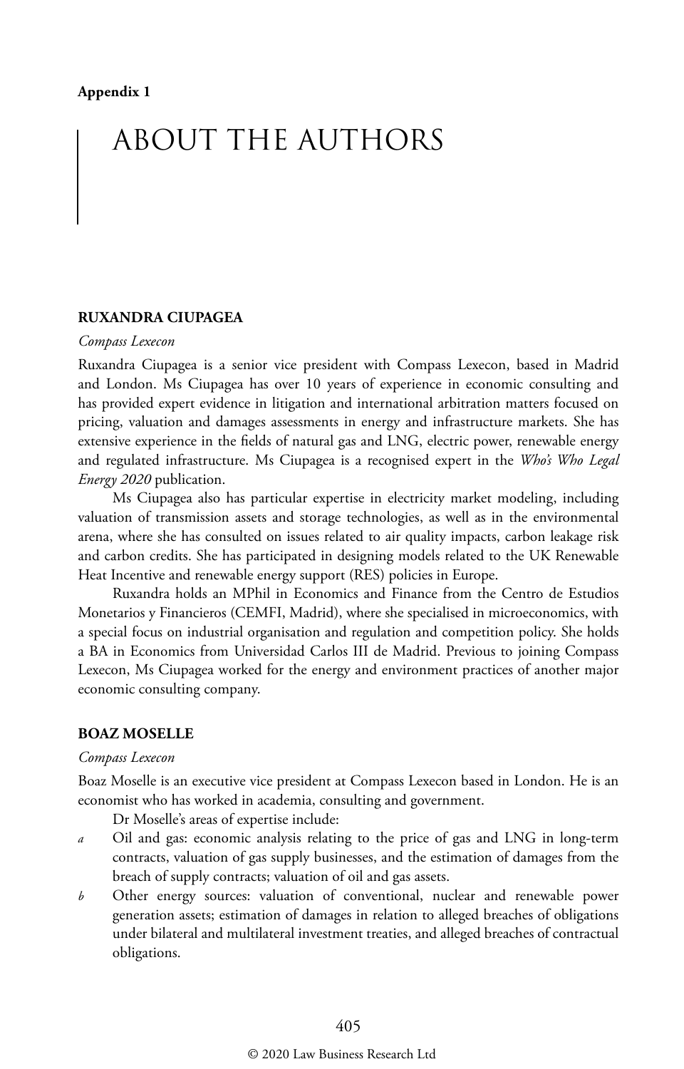**Appendix 1**

# ABOUT THE AUTHORS

## RUXANDRA CIUPAGEA

*Compass Lexecon*

Ruxandra Ciupagea is a senior vice president with Compass Lexecon, based in Madrid and London. Ms Ciupagea has over 10 years of experience in economic consulting and has provided expert evidence in litigation and international arbitration matters focused on pricing, valuation and damages assessments in energy and infrastructure markets. She has extensive experience in the fields of natural gas and LNG, electric power, renewable energy and regulated infrastructure. Ms Ciupagea is a recognised expert in the *Who's Who Legal Energy 2020* publication.

Ms Ciupagea also has particular expertise in electricity market modeling, including valuation of transmission assets and storage technologies, as well as in the environmental arena, where she has consulted on issues related to air quality impacts, carbon leakage risk and carbon credits. She has participated in designing models related to the UK Renewable Heat Incentive and renewable energy support (RES) policies in Europe.

Ruxandra holds an MPhil in Economics and Finance from the Centro de Estudios Monetarios y Financieros (CEMFI, Madrid), where she specialised in microeconomics, with a special focus on industrial organisation and regulation and competition policy. She holds a BA in Economics from Universidad Carlos III de Madrid. Previous to joining Compass Lexecon, Ms Ciupagea worked for the energy and environment practices of another major economic consulting company.

## BOAZ MOSELLE

*Compass Lexecon*

Boaz Moselle is an executive vice president at Compass Lexecon based in London. He is an economist who has worked in academia, consulting and government.

Dr Moselle's areas of expertise include:

*a* Oil and gas: economic analysis relating to the price of gas and LNG in long-term contracts, valuation of gas supply businesses, and the estimation of damages from the breach of supply contracts; valuation of oil and gas assets.

*b* Other energy sources: valuation of conventional, nuclear and renewable power generation assets; estimation of damages in relation to alleged breaches of obligations under bilateral and multilateral investment treaties, and alleged breaches of contractual obligations.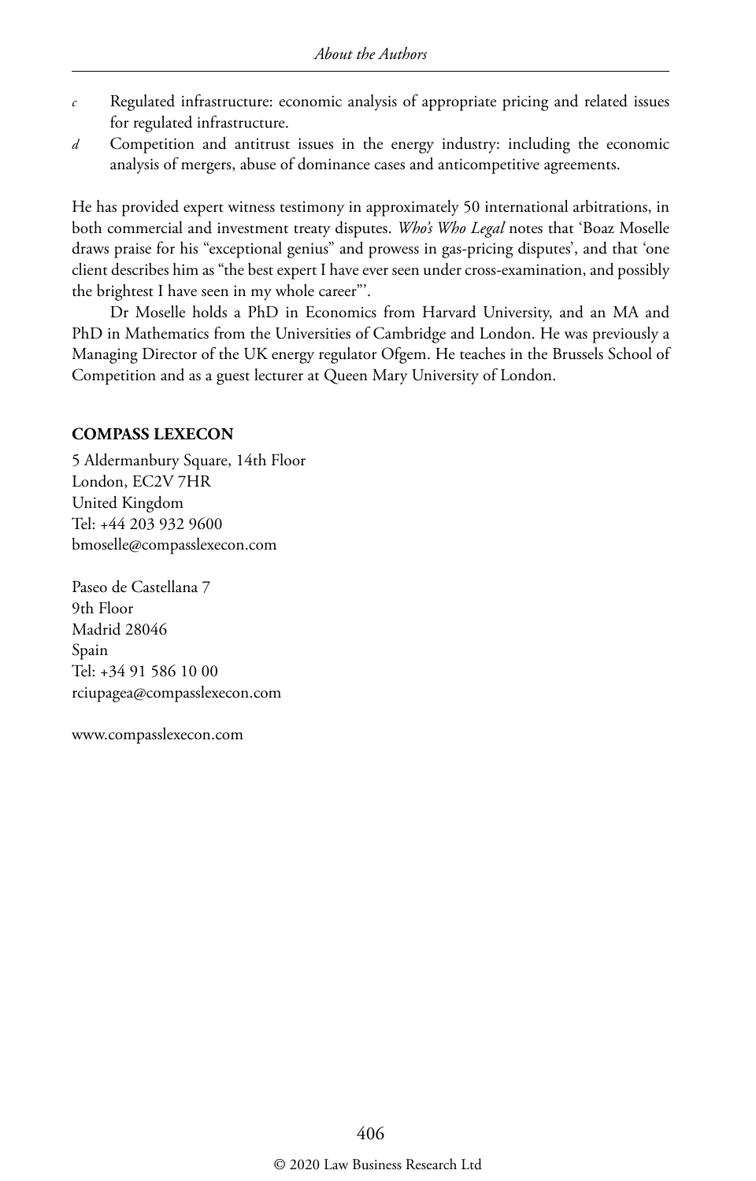*c* Regulated infrastructure: economic analysis of appropriate pricing and related issues for regulated infrastructure.

*d* Competition and antitrust issues in the energy industry: including the economic analysis of mergers, abuse of dominance cases and anticompetitive agreements.

He has provided expert witness testimony in approximately 50 international arbitrations, in both commercial and investment treaty disputes. *Who's Who Legal* notes that 'Boaz Moselle draws praise for his "exceptional genius" and prowess in gas-pricing disputes', and that 'one client describes him as "the best expert I have ever seen under cross-examination, and possibly the brightest I have seen in my whole career"'.

Dr Moselle holds a PhD in Economics from Harvard University, and an MA and PhD in Mathematics from the Universities of Cambridge and London. He was previously a Managing Director of the UK energy regulator Ofgem. He teaches in the Brussels School of Competition and as a guest lecturer at Queen Mary University of London.

**COMPASS LEXECON**

5 Aldermanbury Square, 14th Floor
London, EC2V 7HR
United Kingdom
Tel: +44 203 932 9600
bmoselle@compasslexecon.com

Paseo de Castellana 7
9th Floor
Madrid 28046
Spain
Tel: +34 91 586 10 00
rciupagea@compasslexecon.com

www.compasslexecon.com